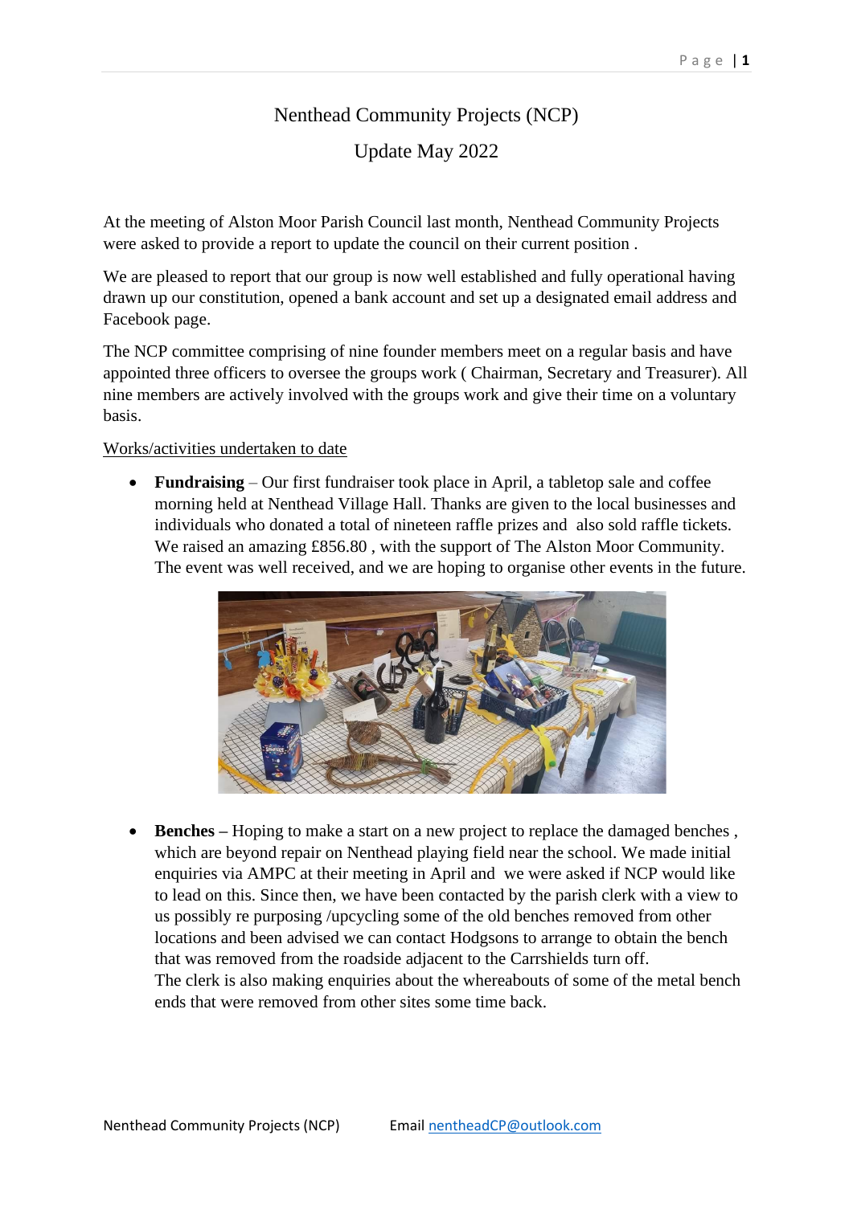# Nenthead Community Projects (NCP)

## Update May 2022

At the meeting of Alston Moor Parish Council last month, Nenthead Community Projects were asked to provide a report to update the council on their current position .

We are pleased to report that our group is now well established and fully operational having drawn up our constitution, opened a bank account and set up a designated email address and Facebook page.

The NCP committee comprising of nine founder members meet on a regular basis and have appointed three officers to oversee the groups work ( Chairman, Secretary and Treasurer). All nine members are actively involved with the groups work and give their time on a voluntary basis.

<u>Works/activities undertaken to date</u>

- **Fundraising** – Our first fundraiser took place in April, a tabletop sale and coffee morning held at Nenthead Village Hall. Thanks are given to the local businesses and individuals who donated a total of nineteen raffle prizes and also sold raffle tickets. We raised an amazing £856.80 , with the support of The Alston Moor Community. The event was well received, and we are hoping to organise other events in the future.

- **Benches** – Hoping to make a start on a new project to replace the damaged benches , which are beyond repair on Nenthead playing field near the school. We made initial enquiries via AMPC at their meeting in April and we were asked if NCP would like to lead on this. Since then, we have been contacted by the parish clerk with a view to us possibly re purposing /upcycling some of the old benches removed from other locations and been advised we can contact Hodgsons to arrange to obtain the bench that was removed from the roadside adjacent to the Carrshields turn off.
  The clerk is also making enquiries about the whereabouts of some of the metal bench ends that were removed from other sites some time back.

Nenthead Community Projects (NCP) Email nentheadCP@outlook.com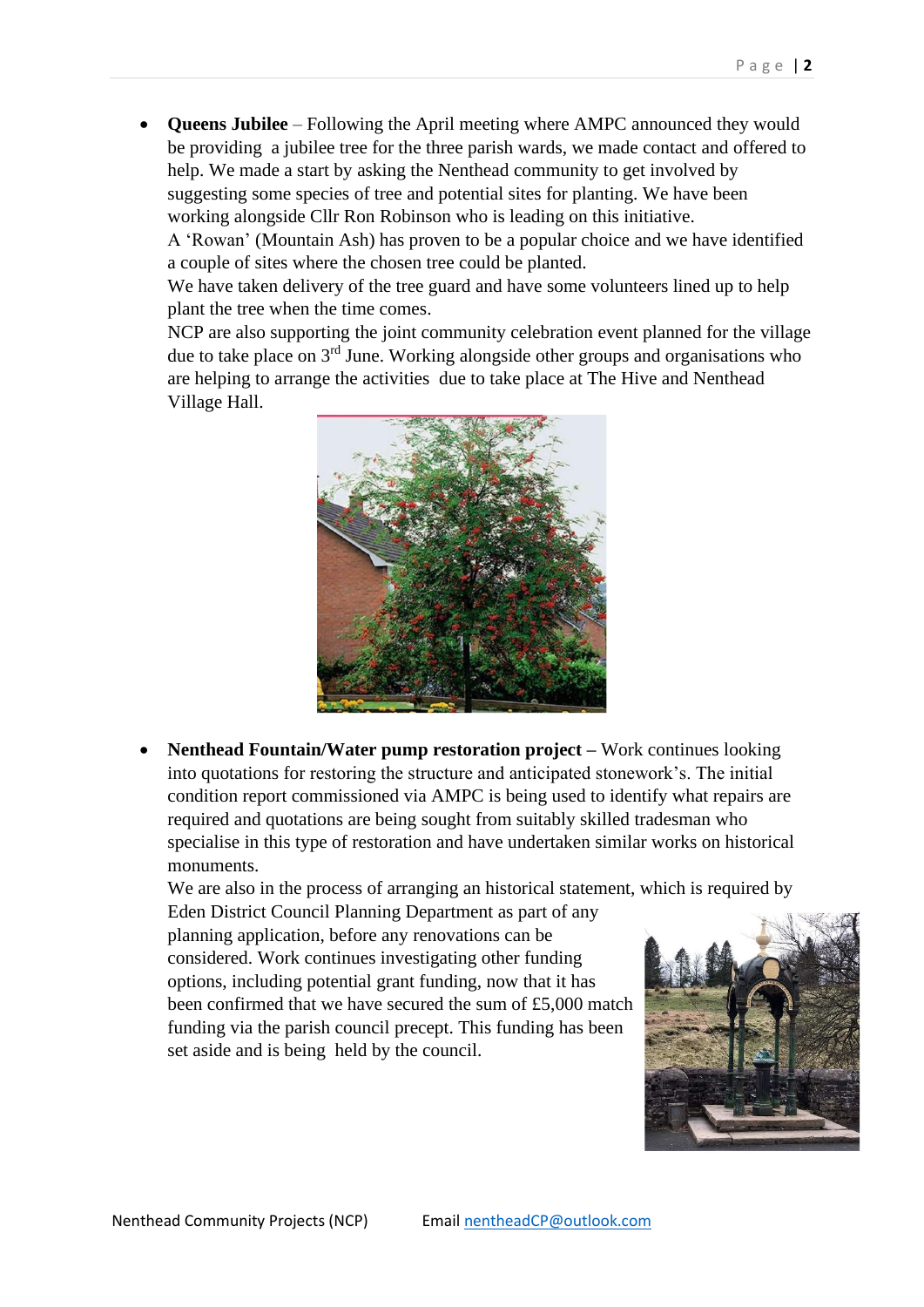- **Queens Jubilee** – Following the April meeting where AMPC announced they would be providing a jubilee tree for the three parish wards, we made contact and offered to help. We made a start by asking the Nenthead community to get involved by suggesting some species of tree and potential sites for planting. We have been working alongside Cllr Ron Robinson who is leading on this initiative.
  A 'Rowan' (Mountain Ash) has proven to be a popular choice and we have identified a couple of sites where the chosen tree could be planted.
  We have taken delivery of the tree guard and have some volunteers lined up to help plant the tree when the time comes.
  NCP are also supporting the joint community celebration event planned for the village due to take place on 3rd June. Working alongside other groups and organisations who are helping to arrange the activities due to take place at The Hive and Nenthead Village Hall.

- **Nenthead Fountain/Water pump restoration project –** Work continues looking into quotations for restoring the structure and anticipated stonework's. The initial condition report commissioned via AMPC is being used to identify what repairs are required and quotations are being sought from suitably skilled tradesman who specialise in this type of restoration and have undertaken similar works on historical monuments.
  We are also in the process of arranging an historical statement, which is required by Eden District Council Planning Department as part of any planning application, before any renovations can be considered. Work continues investigating other funding options, including potential grant funding, now that it has been confirmed that we have secured the sum of £5,000 match funding via the parish council precept. This funding has been set aside and is being held by the council.

Nenthead Community Projects (NCP) Email nentheadCP@outlook.com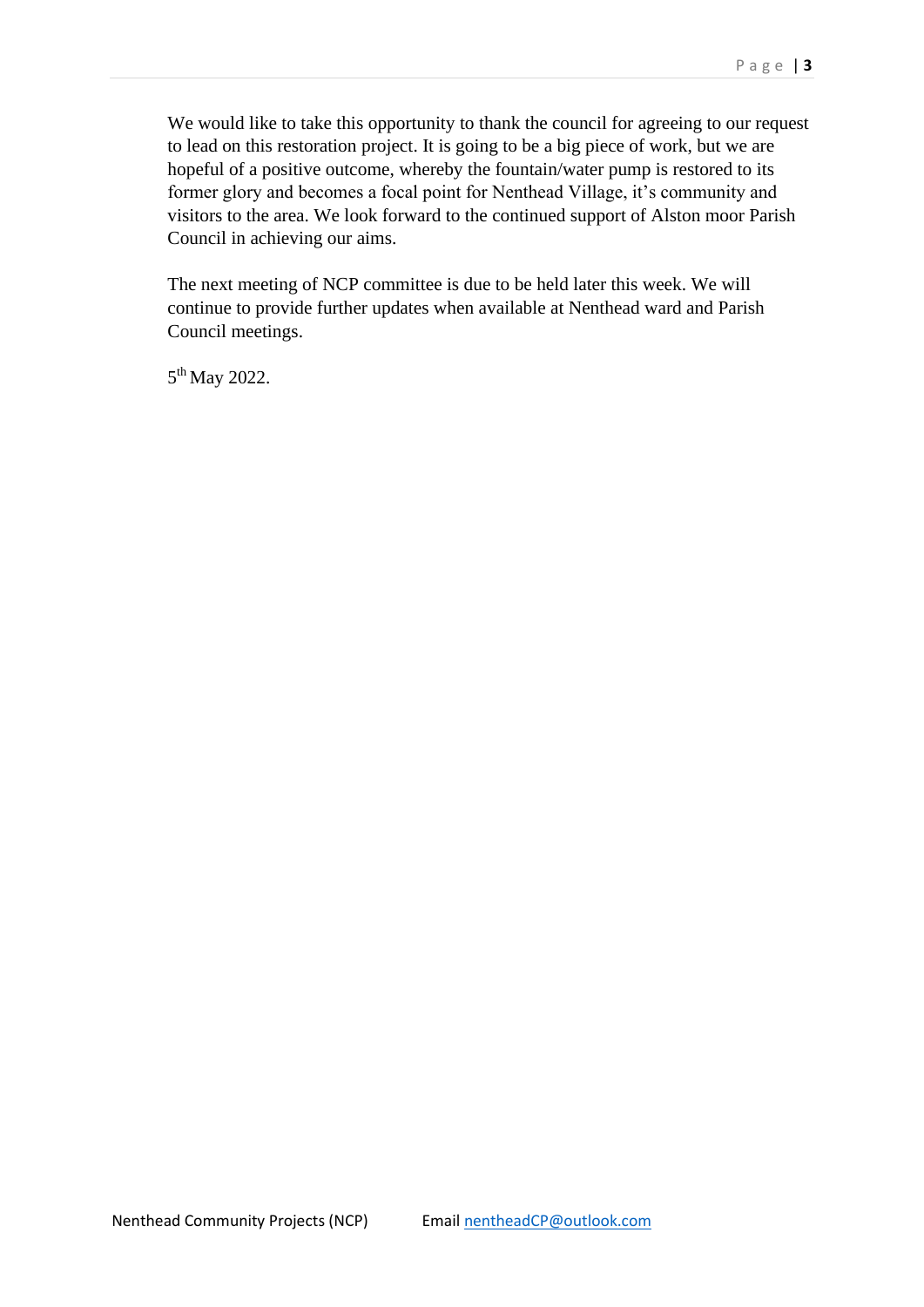We would like to take this opportunity to thank the council for agreeing to our request to lead on this restoration project. It is going to be a big piece of work, but we are hopeful of a positive outcome, whereby the fountain/water pump is restored to its former glory and becomes a focal point for Nenthead Village, it's community and visitors to the area. We look forward to the continued support of Alston moor Parish Council in achieving our aims.

The next meeting of NCP committee is due to be held later this week. We will continue to provide further updates when available at Nenthead ward and Parish Council meetings.

5th May 2022.